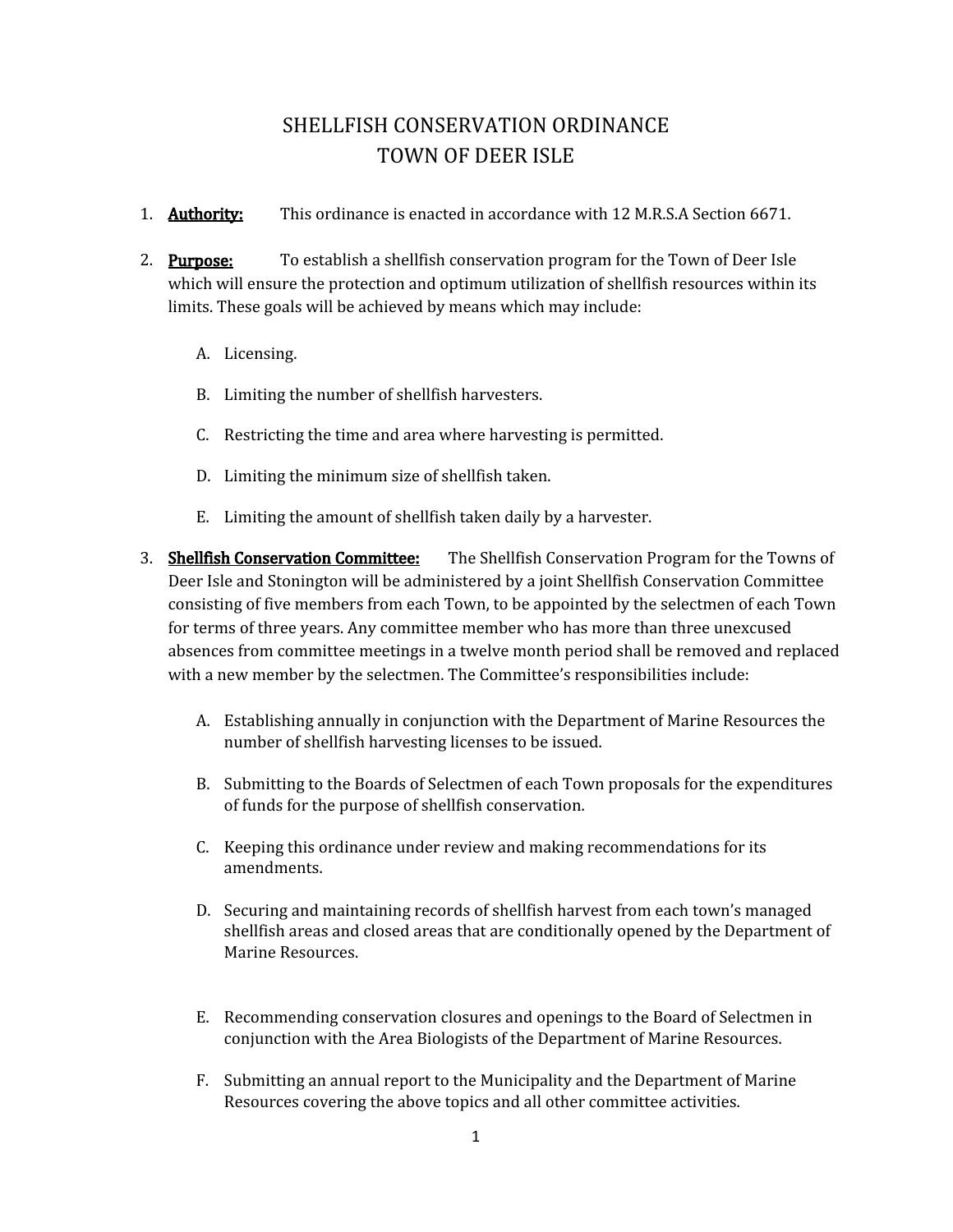# SHELLFISH CONSERVATION ORDINANCE
# TOWN OF DEER ISLE

1. **Authority:** This ordinance is enacted in accordance with 12 M.R.S.A Section 6671.

2. **Purpose:** To establish a shellfish conservation program for the Town of Deer Isle which will ensure the protection and optimum utilization of shellfish resources within its limits. These goals will be achieved by means which may include:

   A. Licensing.

   B. Limiting the number of shellfish harvesters.

   C. Restricting the time and area where harvesting is permitted.

   D. Limiting the minimum size of shellfish taken.

   E. Limiting the amount of shellfish taken daily by a harvester.

3. **Shellfish Conservation Committee:** The Shellfish Conservation Program for the Towns of Deer Isle and Stonington will be administered by a joint Shellfish Conservation Committee consisting of five members from each Town, to be appointed by the selectmen of each Town for terms of three years. Any committee member who has more than three unexcused absences from committee meetings in a twelve month period shall be removed and replaced with a new member by the selectmen. The Committee's responsibilities include:

   A. Establishing annually in conjunction with the Department of Marine Resources the number of shellfish harvesting licenses to be issued.

   B. Submitting to the Boards of Selectmen of each Town proposals for the expenditures of funds for the purpose of shellfish conservation.

   C. Keeping this ordinance under review and making recommendations for its amendments.

   D. Securing and maintaining records of shellfish harvest from each town's managed shellfish areas and closed areas that are conditionally opened by the Department of Marine Resources.

   E. Recommending conservation closures and openings to the Board of Selectmen in conjunction with the Area Biologists of the Department of Marine Resources.

   F. Submitting an annual report to the Municipality and the Department of Marine Resources covering the above topics and all other committee activities.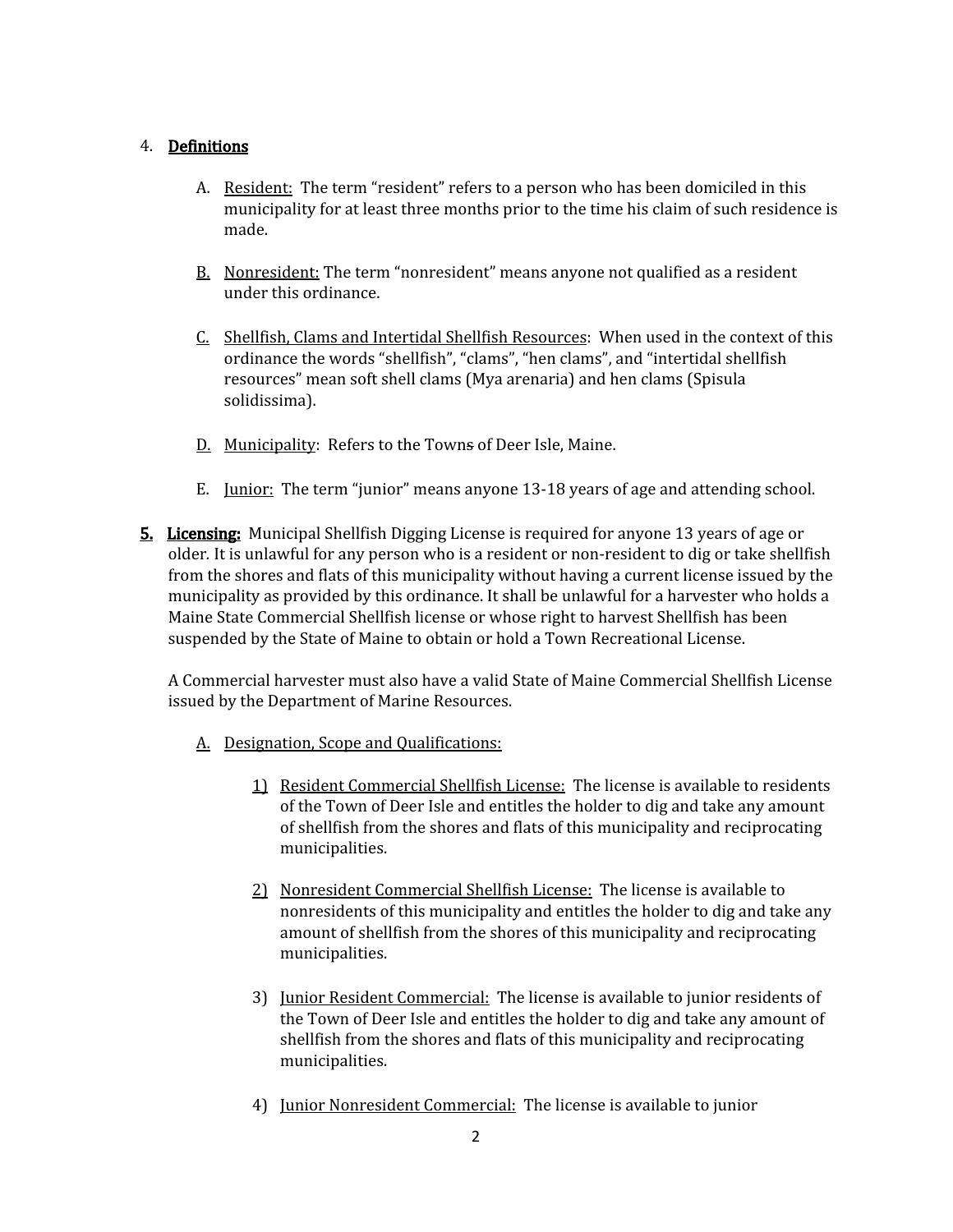4. **Definitions**

   A. Resident: The term "resident" refers to a person who has been domiciled in this municipality for at least three months prior to the time his claim of such residence is made.

   B. Nonresident: The term "nonresident" means anyone not qualified as a resident under this ordinance.

   C. Shellfish, Clams and Intertidal Shellfish Resources: When used in the context of this ordinance the words "shellfish", "clams", "hen clams", and "intertidal shellfish resources" mean soft shell clams (Mya arenaria) and hen clams (Spisula solidissima).

   D. Municipality: Refers to the Towns of Deer Isle, Maine.

   E. Junior: The term "junior" means anyone 13-18 years of age and attending school.

5. **Licensing:** Municipal Shellfish Digging License is required for anyone 13 years of age or older. It is unlawful for any person who is a resident or non-resident to dig or take shellfish from the shores and flats of this municipality without having a current license issued by the municipality as provided by this ordinance. It shall be unlawful for a harvester who holds a Maine State Commercial Shellfish license or whose right to harvest Shellfish has been suspended by the State of Maine to obtain or hold a Town Recreational License.

   A Commercial harvester must also have a valid State of Maine Commercial Shellfish License issued by the Department of Marine Resources.

   A. Designation, Scope and Qualifications:

      1) Resident Commercial Shellfish License: The license is available to residents of the Town of Deer Isle and entitles the holder to dig and take any amount of shellfish from the shores and flats of this municipality and reciprocating municipalities.

      2) Nonresident Commercial Shellfish License: The license is available to nonresidents of this municipality and entitles the holder to dig and take any amount of shellfish from the shores of this municipality and reciprocating municipalities.

      3) Junior Resident Commercial: The license is available to junior residents of the Town of Deer Isle and entitles the holder to dig and take any amount of shellfish from the shores and flats of this municipality and reciprocating municipalities.

      4) Junior Nonresident Commercial: The license is available to junior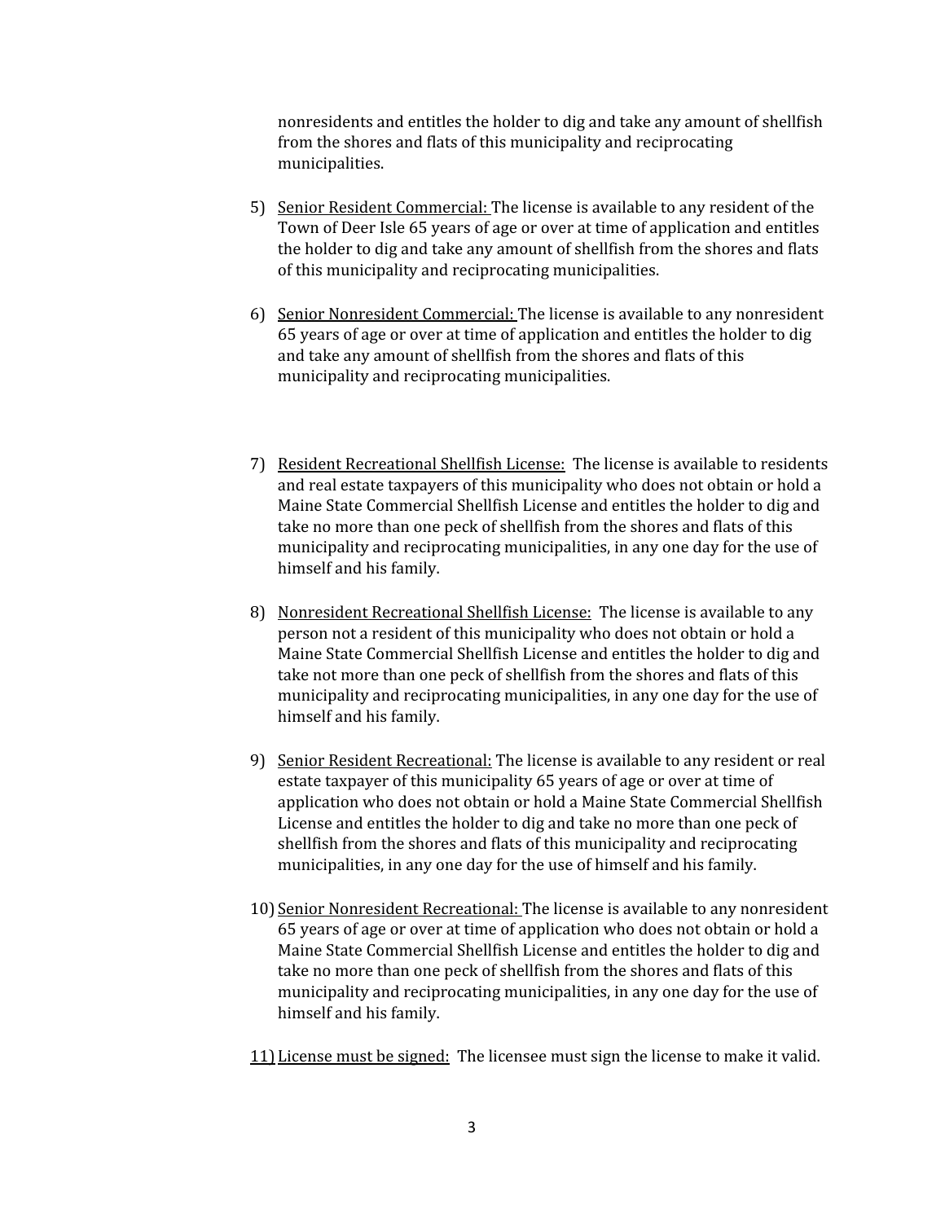nonresidents and entitles the holder to dig and take any amount of shellfish from the shores and flats of this municipality and reciprocating municipalities.

5) <u>Senior Resident Commercial:</u> The license is available to any resident of the Town of Deer Isle 65 years of age or over at time of application and entitles the holder to dig and take any amount of shellfish from the shores and flats of this municipality and reciprocating municipalities.

6) <u>Senior Nonresident Commercial:</u> The license is available to any nonresident 65 years of age or over at time of application and entitles the holder to dig and take any amount of shellfish from the shores and flats of this municipality and reciprocating municipalities.

7) <u>Resident Recreational Shellfish License:</u> The license is available to residents and real estate taxpayers of this municipality who does not obtain or hold a Maine State Commercial Shellfish License and entitles the holder to dig and take no more than one peck of shellfish from the shores and flats of this municipality and reciprocating municipalities, in any one day for the use of himself and his family.

8) <u>Nonresident Recreational Shellfish License:</u> The license is available to any person not a resident of this municipality who does not obtain or hold a Maine State Commercial Shellfish License and entitles the holder to dig and take not more than one peck of shellfish from the shores and flats of this municipality and reciprocating municipalities, in any one day for the use of himself and his family.

9) <u>Senior Resident Recreational:</u> The license is available to any resident or real estate taxpayer of this municipality 65 years of age or over at time of application who does not obtain or hold a Maine State Commercial Shellfish License and entitles the holder to dig and take no more than one peck of shellfish from the shores and flats of this municipality and reciprocating municipalities, in any one day for the use of himself and his family.

10) <u>Senior Nonresident Recreational:</u> The license is available to any nonresident 65 years of age or over at time of application who does not obtain or hold a Maine State Commercial Shellfish License and entitles the holder to dig and take no more than one peck of shellfish from the shores and flats of this municipality and reciprocating municipalities, in any one day for the use of himself and his family.

11) <u>License must be signed:</u> The licensee must sign the license to make it valid.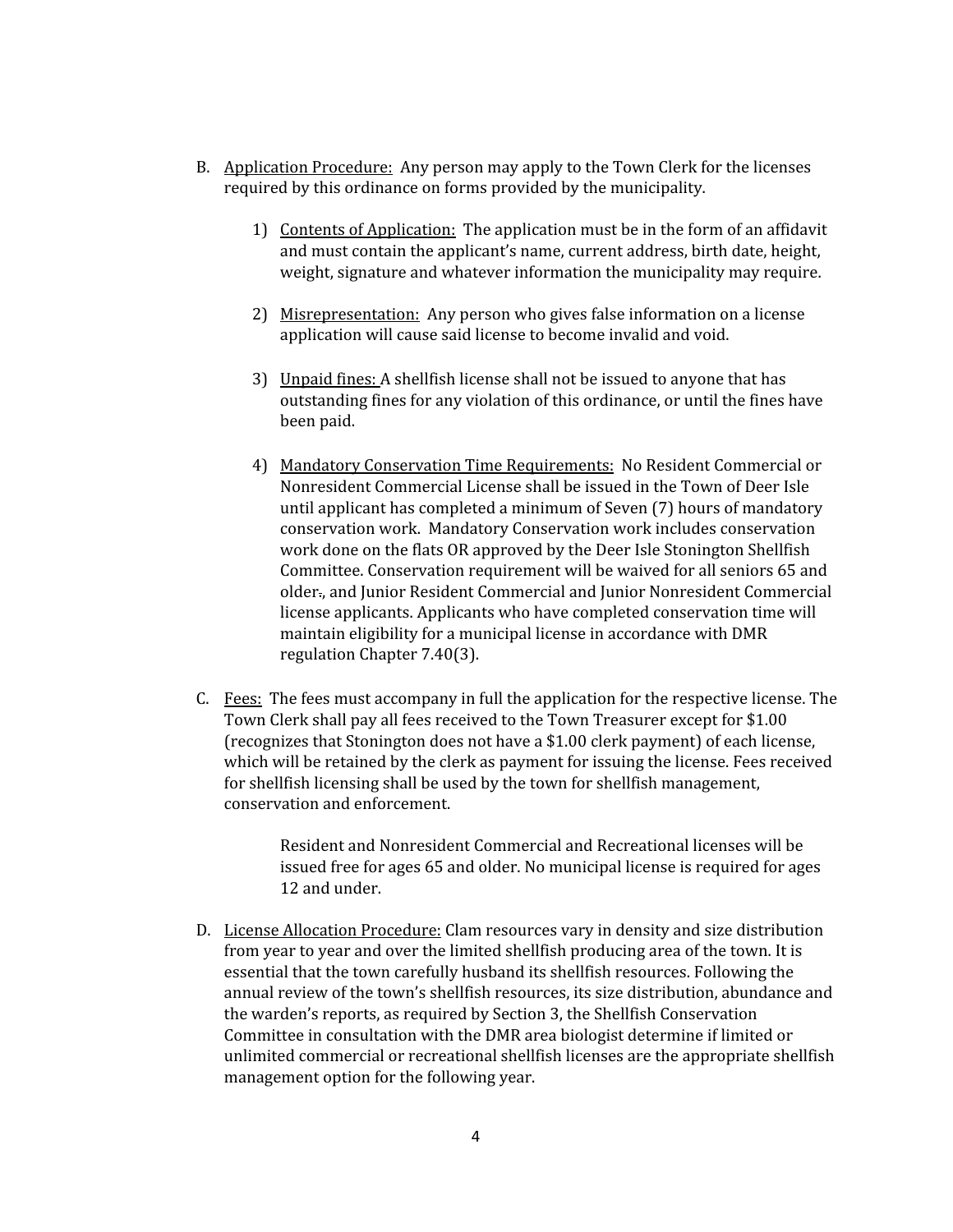B. <u>Application Procedure:</u> Any person may apply to the Town Clerk for the licenses required by this ordinance on forms provided by the municipality.

   1) <u>Contents of Application:</u> The application must be in the form of an affidavit and must contain the applicant's name, current address, birth date, height, weight, signature and whatever information the municipality may require.

   2) <u>Misrepresentation:</u> Any person who gives false information on a license application will cause said license to become invalid and void.

   3) <u>Unpaid fines:</u> A shellfish license shall not be issued to anyone that has outstanding fines for any violation of this ordinance, or until the fines have been paid.

   4) <u>Mandatory Conservation Time Requirements:</u> No Resident Commercial or Nonresident Commercial License shall be issued in the Town of Deer Isle until applicant has completed a minimum of Seven (7) hours of mandatory conservation work. Mandatory Conservation work includes conservation work done on the flats OR approved by the Deer Isle Stonington Shellfish Committee. Conservation requirement will be waived for all seniors 65 and older~~.~~, and Junior Resident Commercial and Junior Nonresident Commercial license applicants. Applicants who have completed conservation time will maintain eligibility for a municipal license in accordance with DMR regulation Chapter 7.40(3).

C. <u>Fees:</u> The fees must accompany in full the application for the respective license. The Town Clerk shall pay all fees received to the Town Treasurer except for $1.00 (recognizes that Stonington does not have a $1.00 clerk payment) of each license, which will be retained by the clerk as payment for issuing the license. Fees received for shellfish licensing shall be used by the town for shellfish management, conservation and enforcement.

   Resident and Nonresident Commercial and Recreational licenses will be issued free for ages 65 and older. No municipal license is required for ages 12 and under.

D. <u>License Allocation Procedure:</u> Clam resources vary in density and size distribution from year to year and over the limited shellfish producing area of the town. It is essential that the town carefully husband its shellfish resources. Following the annual review of the town's shellfish resources, its size distribution, abundance and the warden's reports, as required by Section 3, the Shellfish Conservation Committee in consultation with the DMR area biologist determine if limited or unlimited commercial or recreational shellfish licenses are the appropriate shellfish management option for the following year.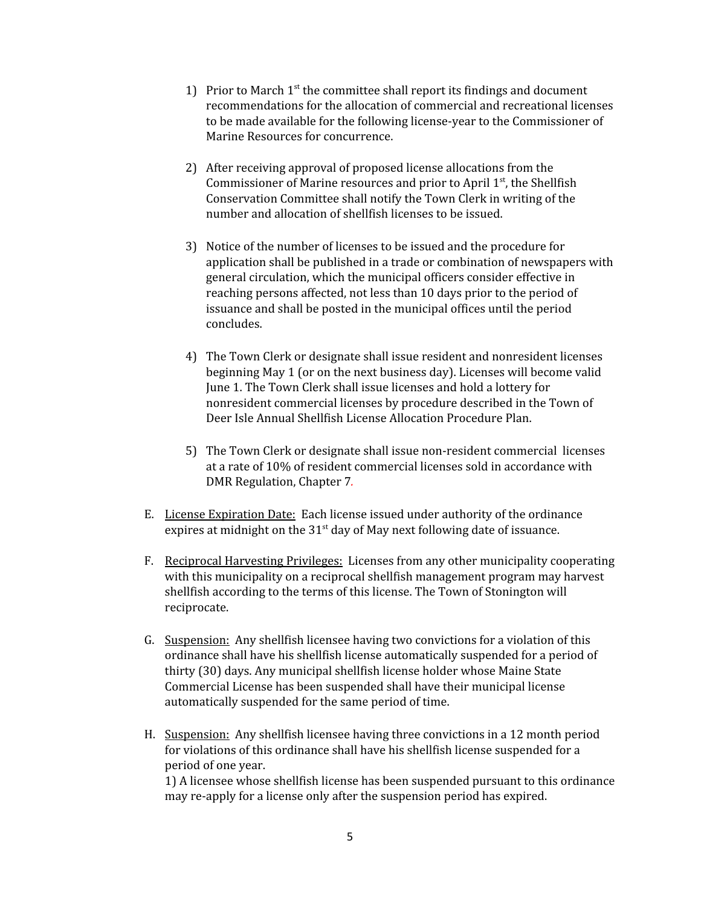1) Prior to March 1st the committee shall report its findings and document recommendations for the allocation of commercial and recreational licenses to be made available for the following license-year to the Commissioner of Marine Resources for concurrence.

2) After receiving approval of proposed license allocations from the Commissioner of Marine resources and prior to April 1st, the Shellfish Conservation Committee shall notify the Town Clerk in writing of the number and allocation of shellfish licenses to be issued.

3) Notice of the number of licenses to be issued and the procedure for application shall be published in a trade or combination of newspapers with general circulation, which the municipal officers consider effective in reaching persons affected, not less than 10 days prior to the period of issuance and shall be posted in the municipal offices until the period concludes.

4) The Town Clerk or designate shall issue resident and nonresident licenses beginning May 1 (or on the next business day). Licenses will become valid June 1. The Town Clerk shall issue licenses and hold a lottery for nonresident commercial licenses by procedure described in the Town of Deer Isle Annual Shellfish License Allocation Procedure Plan.

5) The Town Clerk or designate shall issue non-resident commercial licenses at a rate of 10% of resident commercial licenses sold in accordance with DMR Regulation, Chapter 7.

E. <u>License Expiration Date:</u> Each license issued under authority of the ordinance expires at midnight on the 31st day of May next following date of issuance.

F. <u>Reciprocal Harvesting Privileges:</u> Licenses from any other municipality cooperating with this municipality on a reciprocal shellfish management program may harvest shellfish according to the terms of this license. The Town of Stonington will reciprocate.

G. <u>Suspension:</u> Any shellfish licensee having two convictions for a violation of this ordinance shall have his shellfish license automatically suspended for a period of thirty (30) days. Any municipal shellfish license holder whose Maine State Commercial License has been suspended shall have their municipal license automatically suspended for the same period of time.

H. <u>Suspension:</u> Any shellfish licensee having three convictions in a 12 month period for violations of this ordinance shall have his shellfish license suspended for a period of one year.
1) A licensee whose shellfish license has been suspended pursuant to this ordinance may re-apply for a license only after the suspension period has expired.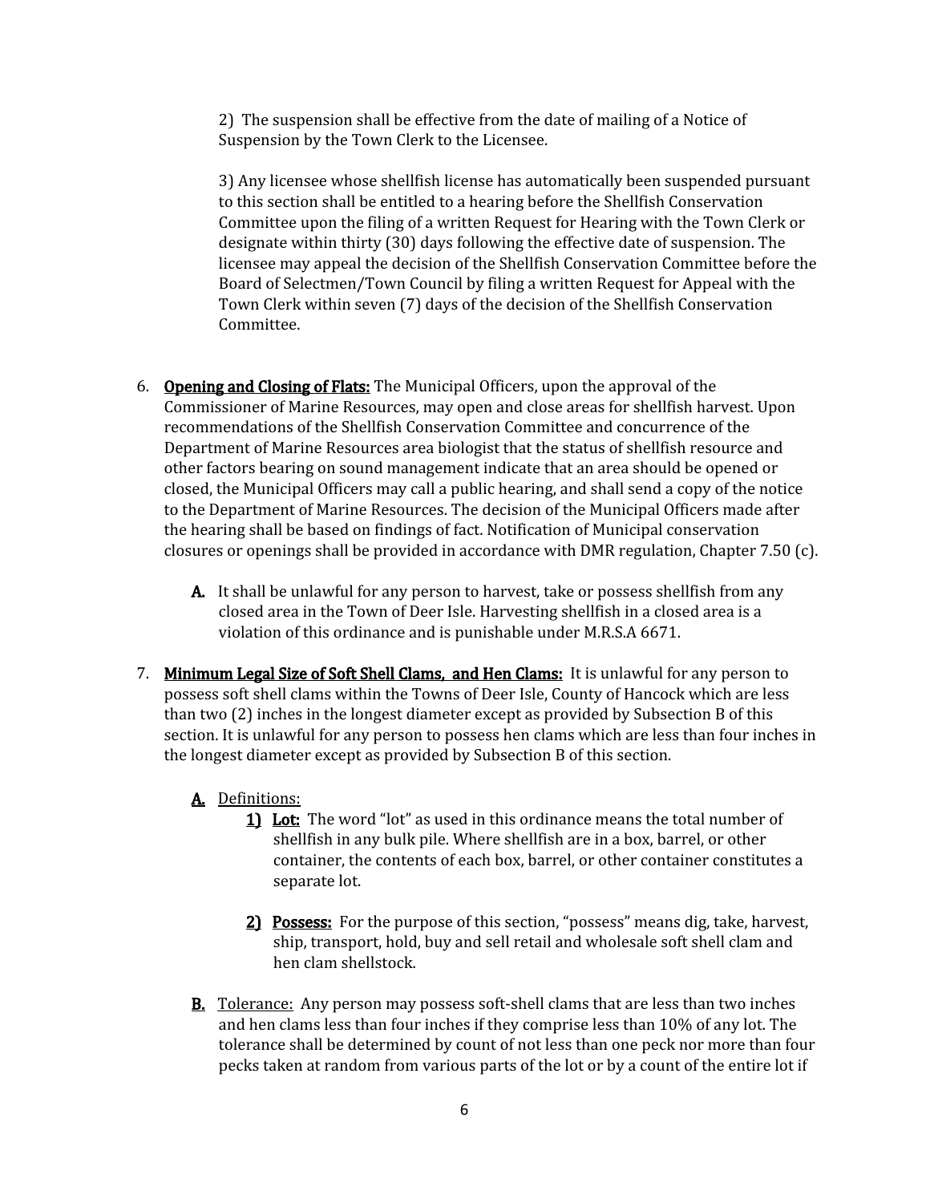2) The suspension shall be effective from the date of mailing of a Notice of Suspension by the Town Clerk to the Licensee.

3) Any licensee whose shellfish license has automatically been suspended pursuant to this section shall be entitled to a hearing before the Shellfish Conservation Committee upon the filing of a written Request for Hearing with the Town Clerk or designate within thirty (30) days following the effective date of suspension. The licensee may appeal the decision of the Shellfish Conservation Committee before the Board of Selectmen/Town Council by filing a written Request for Appeal with the Town Clerk within seven (7) days of the decision of the Shellfish Conservation Committee.

6. **Opening and Closing of Flats:** The Municipal Officers, upon the approval of the Commissioner of Marine Resources, may open and close areas for shellfish harvest. Upon recommendations of the Shellfish Conservation Committee and concurrence of the Department of Marine Resources area biologist that the status of shellfish resource and other factors bearing on sound management indicate that an area should be opened or closed, the Municipal Officers may call a public hearing, and shall send a copy of the notice to the Department of Marine Resources. The decision of the Municipal Officers made after the hearing shall be based on findings of fact. Notification of Municipal conservation closures or openings shall be provided in accordance with DMR regulation, Chapter 7.50 (c).

   **A.** It shall be unlawful for any person to harvest, take or possess shellfish from any closed area in the Town of Deer Isle. Harvesting shellfish in a closed area is a violation of this ordinance and is punishable under M.R.S.A 6671.

7. **Minimum Legal Size of Soft Shell Clams, and Hen Clams:** It is unlawful for any person to possess soft shell clams within the Towns of Deer Isle, County of Hancock which are less than two (2) inches in the longest diameter except as provided by Subsection B of this section. It is unlawful for any person to possess hen clams which are less than four inches in the longest diameter except as provided by Subsection B of this section.

   **A.** Definitions:

   **1) Lot:** The word "lot" as used in this ordinance means the total number of shellfish in any bulk pile. Where shellfish are in a box, barrel, or other container, the contents of each box, barrel, or other container constitutes a separate lot.

   **2) Possess:** For the purpose of this section, "possess" means dig, take, harvest, ship, transport, hold, buy and sell retail and wholesale soft shell clam and hen clam shellstock.

   **B.** Tolerance: Any person may possess soft-shell clams that are less than two inches and hen clams less than four inches if they comprise less than 10% of any lot. The tolerance shall be determined by count of not less than one peck nor more than four pecks taken at random from various parts of the lot or by a count of the entire lot if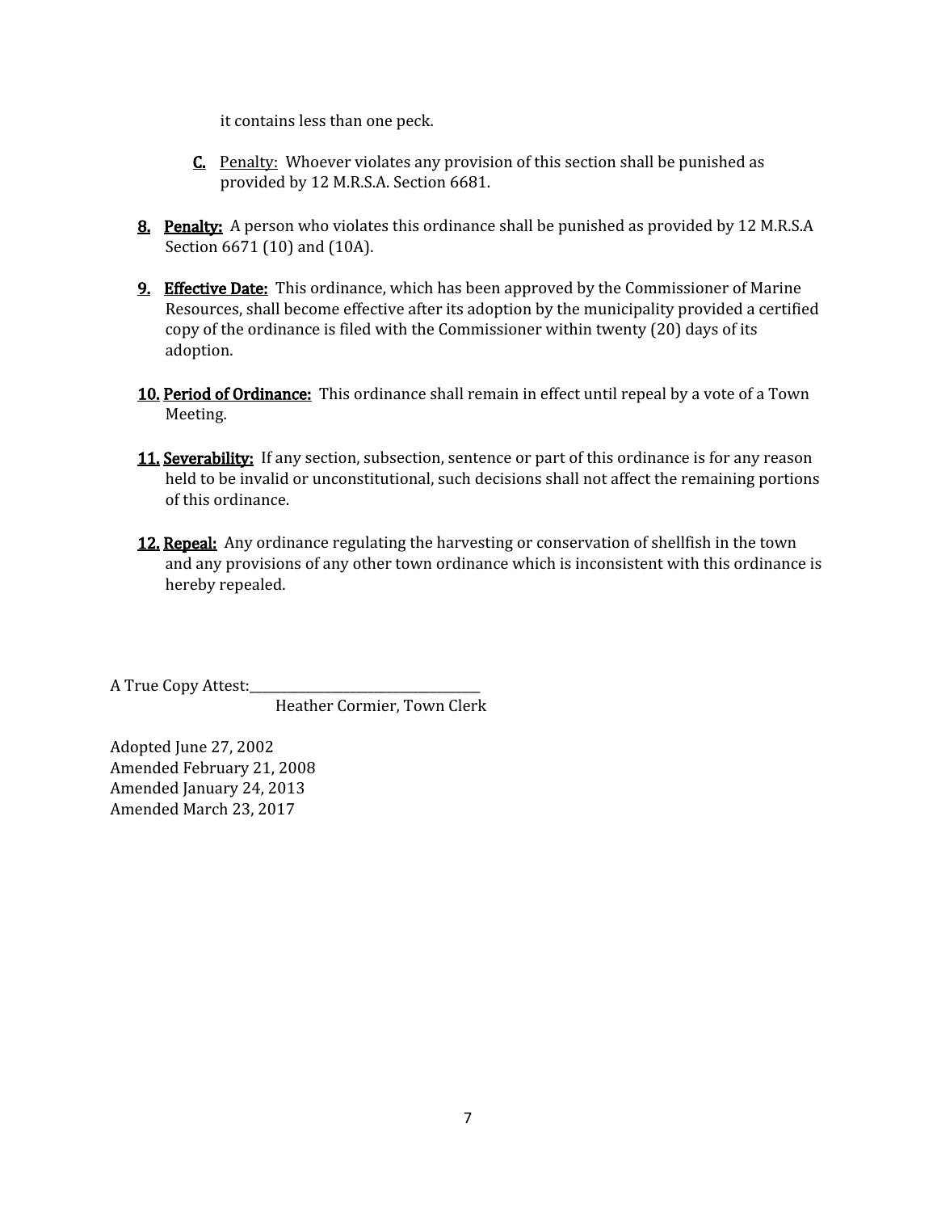it contains less than one peck.

**C.** Penalty: Whoever violates any provision of this section shall be punished as provided by 12 M.R.S.A. Section 6681.

**8. Penalty:** A person who violates this ordinance shall be punished as provided by 12 M.R.S.A Section 6671 (10) and (10A).

**9. Effective Date:** This ordinance, which has been approved by the Commissioner of Marine Resources, shall become effective after its adoption by the municipality provided a certified copy of the ordinance is filed with the Commissioner within twenty (20) days of its adoption.

**10. Period of Ordinance:** This ordinance shall remain in effect until repeal by a vote of a Town Meeting.

**11. Severability:** If any section, subsection, sentence or part of this ordinance is for any reason held to be invalid or unconstitutional, such decisions shall not affect the remaining portions of this ordinance.

**12. Repeal:** Any ordinance regulating the harvesting or conservation of shellfish in the town and any provisions of any other town ordinance which is inconsistent with this ordinance is hereby repealed.

A True Copy Attest:_______________________________
Heather Cormier, Town Clerk

Adopted June 27, 2002
Amended February 21, 2008
Amended January 24, 2013
Amended March 23, 2017